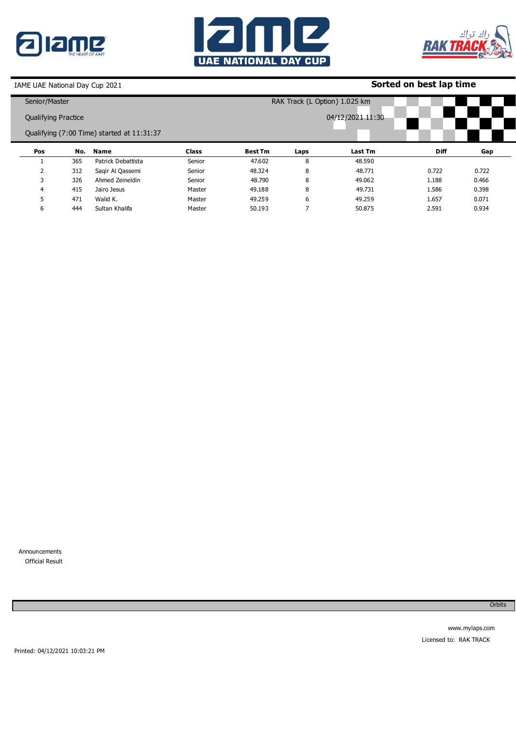IAME UAE National Day Cup 2021

**Sorted on best lap time**

Senior/Master

RAK Track (L Option) 1.025 km

Qualifying Practice

04/12/2021 11:30

Qualifying (7:00 Time) started at 11:31:37

| Pos | No. | Name | Class | Best Tm | Laps | Last Tm | Diff | Gap |
|---|---|---|---|---|---|---|---|---|
| 1 | 365 | Patrick Debattista | Senior | 47.602 | 8 | 48.590 | | |
| 2 | 312 | Saqir Al Qassemi | Senior | 48.324 | 8 | 48.771 | 0.722 | 0.722 |
| 3 | 326 | Ahmed Zeineldin | Senior | 48.790 | 8 | 49.062 | 1.188 | 0.466 |
| 4 | 415 | Jairo Jesus | Master | 49.188 | 8 | 49.731 | 1.586 | 0.398 |
| 5 | 471 | Walid K. | Master | 49.259 | 6 | 49.259 | 1.657 | 0.071 |
| 6 | 444 | Sultan Khalifa | Master | 50.193 | 7 | 50.875 | 2.591 | 0.934 |

Announcements

Official Result

Orbits

www.mylaps.com

Licensed to: RAK TRACK

Printed: 04/12/2021 10:03:21 PM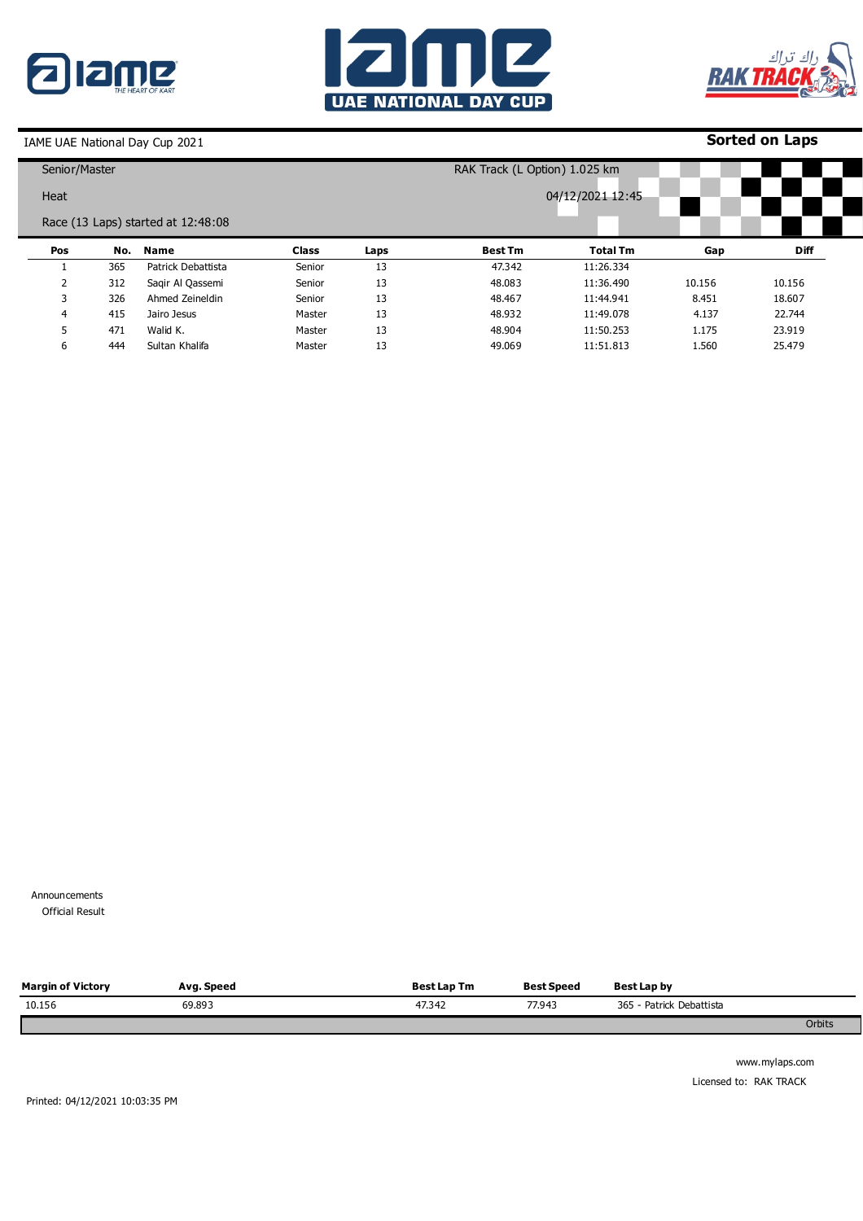IAME UAE National Day Cup 2021

**Sorted on Laps**

Senior/Master

RAK Track (L Option) 1.025 km

Heat

04/12/2021 12:45

Race (13 Laps) started at 12:48:08

| Pos | No. | Name | Class | Laps | Best Tm | Total Tm | Gap | Diff |
|---|---|---|---|---|---|---|---|---|
| 1 | 365 | Patrick Debattista | Senior | 13 | 47.342 | 11:26.334 | | |
| 2 | 312 | Saqir Al Qassemi | Senior | 13 | 48.083 | 11:36.490 | 10.156 | 10.156 |
| 3 | 326 | Ahmed Zeineldin | Senior | 13 | 48.467 | 11:44.941 | 8.451 | 18.607 |
| 4 | 415 | Jairo Jesus | Master | 13 | 48.932 | 11:49.078 | 4.137 | 22.744 |
| 5 | 471 | Walid K. | Master | 13 | 48.904 | 11:50.253 | 1.175 | 23.919 |
| 6 | 444 | Sultan Khalifa | Master | 13 | 49.069 | 11:51.813 | 1.560 | 25.479 |

Announcements

Official Result

| Margin of Victory | Avg. Speed | Best Lap Tm | Best Speed | Best Lap by |
|---|---|---|---|---|
| 10.156 | 69.893 | 47.342 | 77.943 | 365 - Patrick Debattista |

Orbits

www.mylaps.com

Licensed to: RAK TRACK

Printed: 04/12/2021 10:03:35 PM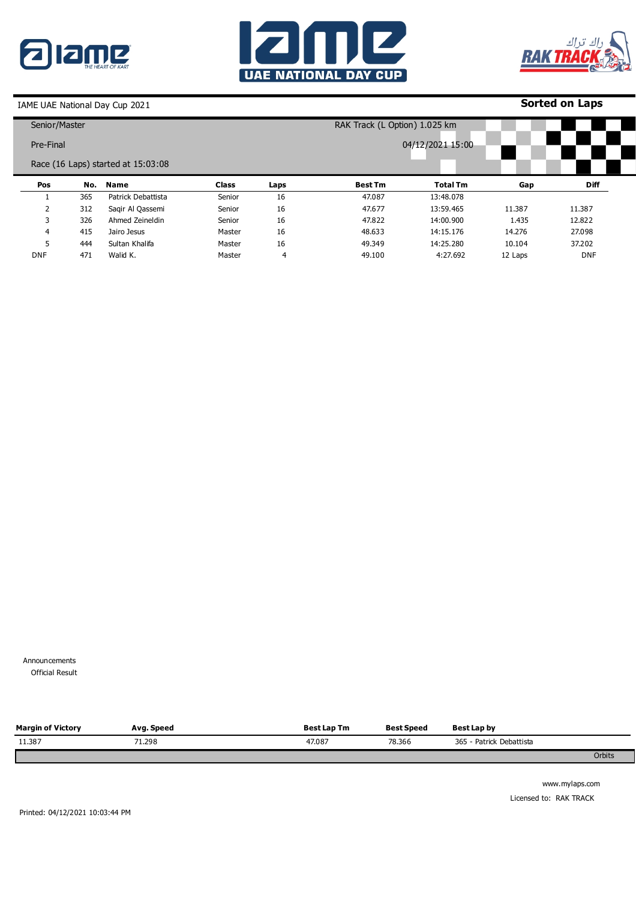IAME UAE National Day Cup 2021

**Sorted on Laps**

Senior/Master

Pre-Final

Race (16 Laps) started at 15:03:08

RAK Track (L Option) 1.025 km

04/12/2021 15:00

| Pos | No. | Name | Class | Laps | Best Tm | Total Tm | Gap | Diff |
|---|---|---|---|---|---|---|---|---|
| 1 | 365 | Patrick Debattista | Senior | 16 | 47.087 | 13:48.078 | | |
| 2 | 312 | Saqir Al Qassemi | Senior | 16 | 47.677 | 13:59.465 | 11.387 | 11.387 |
| 3 | 326 | Ahmed Zeineldin | Senior | 16 | 47.822 | 14:00.900 | 1.435 | 12.822 |
| 4 | 415 | Jairo Jesus | Master | 16 | 48.633 | 14:15.176 | 14.276 | 27.098 |
| 5 | 444 | Sultan Khalifa | Master | 16 | 49.349 | 14:25.280 | 10.104 | 37.202 |
| DNF | 471 | Walid K. | Master | 4 | 49.100 | 4:27.692 | 12 Laps | DNF |

Announcements

Official Result

| Margin of Victory | Avg. Speed | Best Lap Tm | Best Speed | Best Lap by |
|---|---|---|---|---|
| 11.387 | 71.298 | 47.087 | 78.366 | 365 - Patrick Debattista |

Orbits

www.mylaps.com

Licensed to: RAK TRACK

Printed: 04/12/2021 10:03:44 PM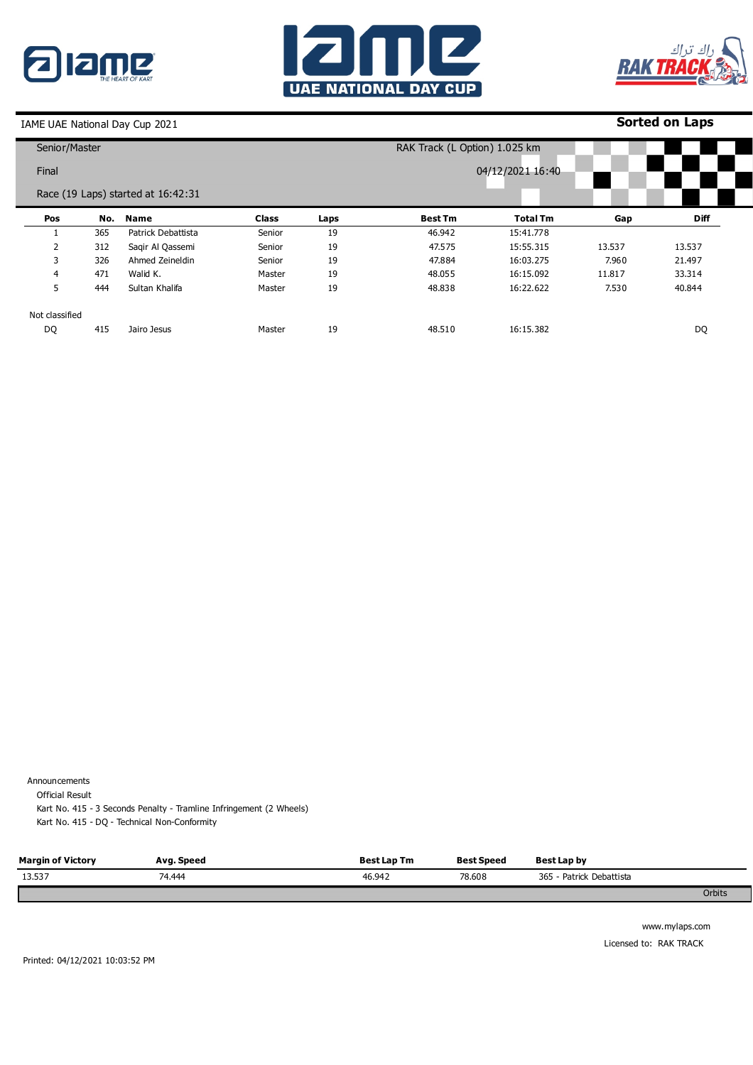IAME UAE National Day Cup 2021

**Sorted on Laps**

Senior/Master

RAK Track (L Option) 1.025 km

Final

04/12/2021 16:40

Race (19 Laps) started at 16:42:31

| Pos | No. | Name | Class | Laps | Best Tm | Total Tm | Gap | Diff |
|---|---|---|---|---|---|---|---|---|
| 1 | 365 | Patrick Debattista | Senior | 19 | 46.942 | 15:41.778 | | |
| 2 | 312 | Saqir Al Qassemi | Senior | 19 | 47.575 | 15:55.315 | 13.537 | 13.537 |
| 3 | 326 | Ahmed Zeineldin | Senior | 19 | 47.884 | 16:03.275 | 7.960 | 21.497 |
| 4 | 471 | Walid K. | Master | 19 | 48.055 | 16:15.092 | 11.817 | 33.314 |
| 5 | 444 | Sultan Khalifa | Master | 19 | 48.838 | 16:22.622 | 7.530 | 40.844 |
| Not classified | | | | | | | | |
| DQ | 415 | Jairo Jesus | Master | 19 | 48.510 | 16:15.382 | | DQ |

Announcements

Official Result

Kart No. 415 - 3 Seconds Penalty - Tramline Infringement (2 Wheels)

Kart No. 415 - DQ - Technical Non-Conformity

| Margin of Victory | Avg. Speed | Best Lap Tm | Best Speed | Best Lap by |
|---|---|---|---|---|
| 13.537 | 74.444 | 46.942 | 78.608 | 365 - Patrick Debattista |

Orbits

www.mylaps.com

Licensed to: RAK TRACK

Printed: 04/12/2021 10:03:52 PM